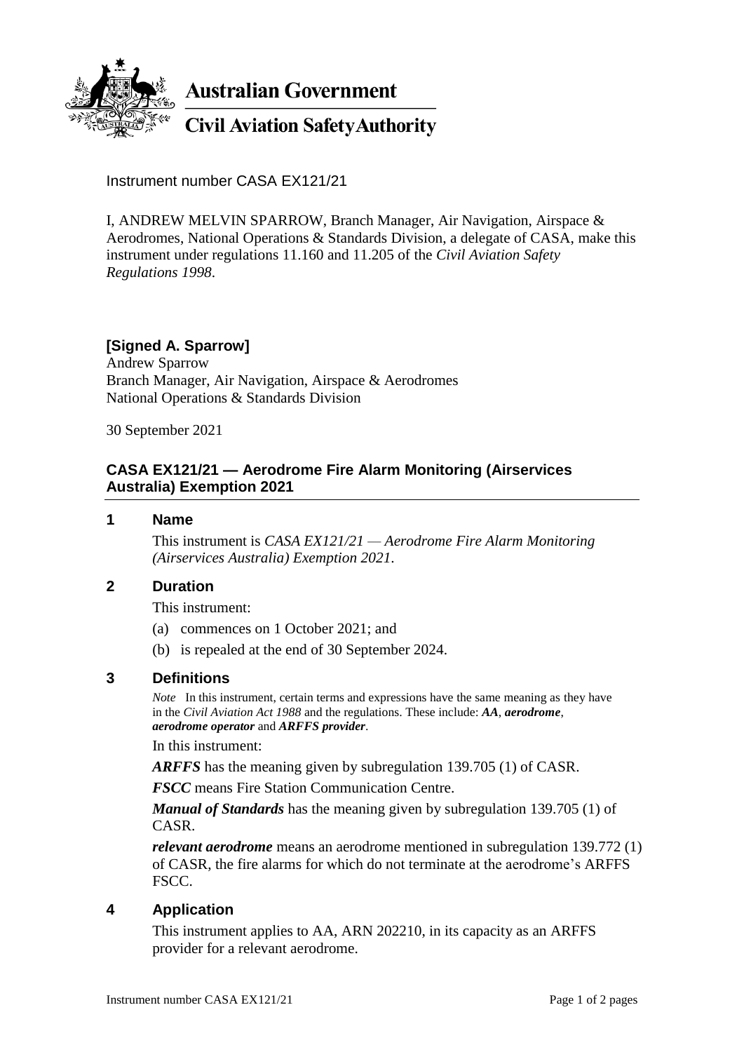**Australian Government**

**Civil Aviation Safety Authority**

Instrument number CASA EX121/21

I, ANDREW MELVIN SPARROW, Branch Manager, Air Navigation, Airspace & Aerodromes, National Operations & Standards Division, a delegate of CASA, make this instrument under regulations 11.160 and 11.205 of the *Civil Aviation Safety Regulations 1998*.

**[Signed A. Sparrow]**
Andrew Sparrow
Branch Manager, Air Navigation, Airspace & Aerodromes
National Operations & Standards Division

30 September 2021

## CASA EX121/21 — Aerodrome Fire Alarm Monitoring (Airservices Australia) Exemption 2021

### 1 Name

This instrument is *CASA EX121/21 — Aerodrome Fire Alarm Monitoring (Airservices Australia) Exemption 2021*.

### 2 Duration

This instrument:

(a) commences on 1 October 2021; and

(b) is repealed at the end of 30 September 2024.

### 3 Definitions

*Note* In this instrument, certain terms and expressions have the same meaning as they have in the *Civil Aviation Act 1988* and the regulations. These include: ***AA***, ***aerodrome***, ***aerodrome operator*** and ***ARFFS provider***.

In this instrument:

***ARFFS*** has the meaning given by subregulation 139.705 (1) of CASR.

***FSCC*** means Fire Station Communication Centre.

***Manual of Standards*** has the meaning given by subregulation 139.705 (1) of CASR.

***relevant aerodrome*** means an aerodrome mentioned in subregulation 139.772 (1) of CASR, the fire alarms for which do not terminate at the aerodrome's ARFFS FSCC.

### 4 Application

This instrument applies to AA, ARN 202210, in its capacity as an ARFFS provider for a relevant aerodrome.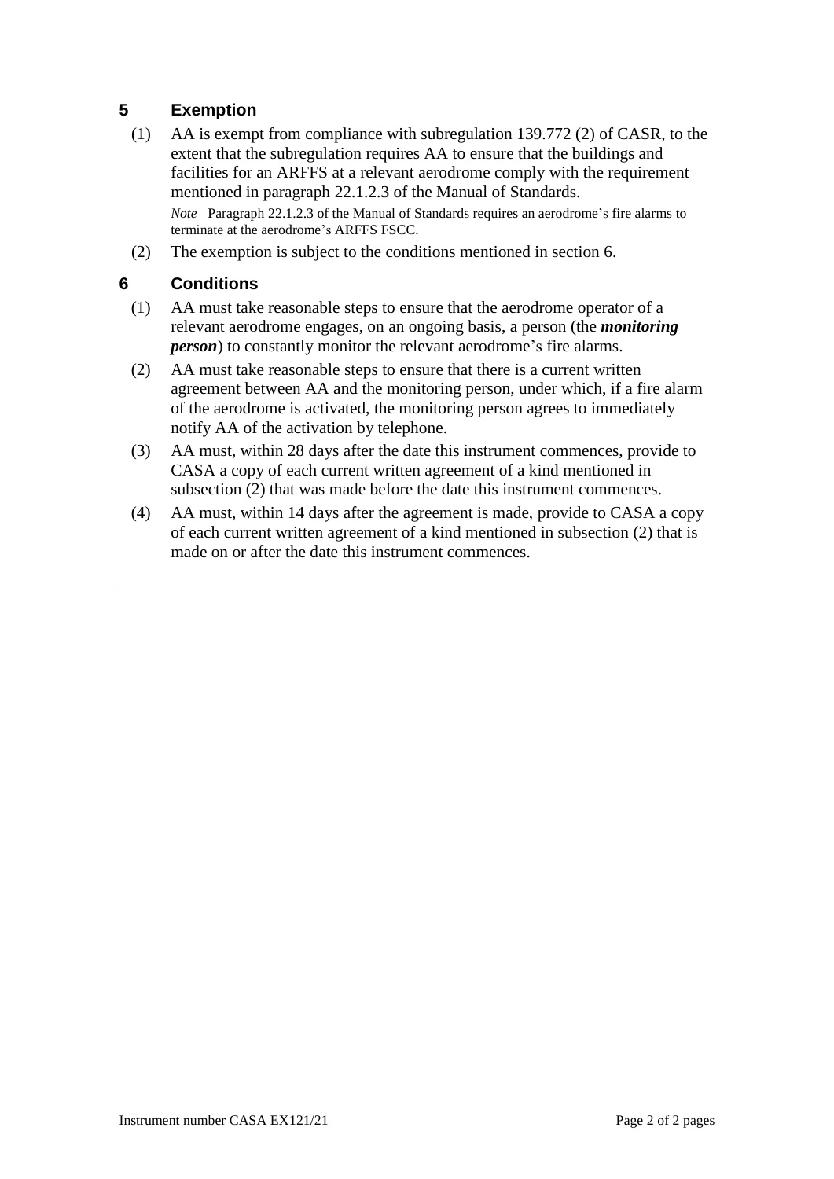## 5 Exemption

(1) AA is exempt from compliance with subregulation 139.772 (2) of CASR, to the extent that the subregulation requires AA to ensure that the buildings and facilities for an ARFFS at a relevant aerodrome comply with the requirement mentioned in paragraph 22.1.2.3 of the Manual of Standards.

*Note* Paragraph 22.1.2.3 of the Manual of Standards requires an aerodrome's fire alarms to terminate at the aerodrome's ARFFS FSCC.

(2) The exemption is subject to the conditions mentioned in section 6.

## 6 Conditions

(1) AA must take reasonable steps to ensure that the aerodrome operator of a relevant aerodrome engages, on an ongoing basis, a person (the ***monitoring person***) to constantly monitor the relevant aerodrome's fire alarms.

(2) AA must take reasonable steps to ensure that there is a current written agreement between AA and the monitoring person, under which, if a fire alarm of the aerodrome is activated, the monitoring person agrees to immediately notify AA of the activation by telephone.

(3) AA must, within 28 days after the date this instrument commences, provide to CASA a copy of each current written agreement of a kind mentioned in subsection (2) that was made before the date this instrument commences.

(4) AA must, within 14 days after the agreement is made, provide to CASA a copy of each current written agreement of a kind mentioned in subsection (2) that is made on or after the date this instrument commences.